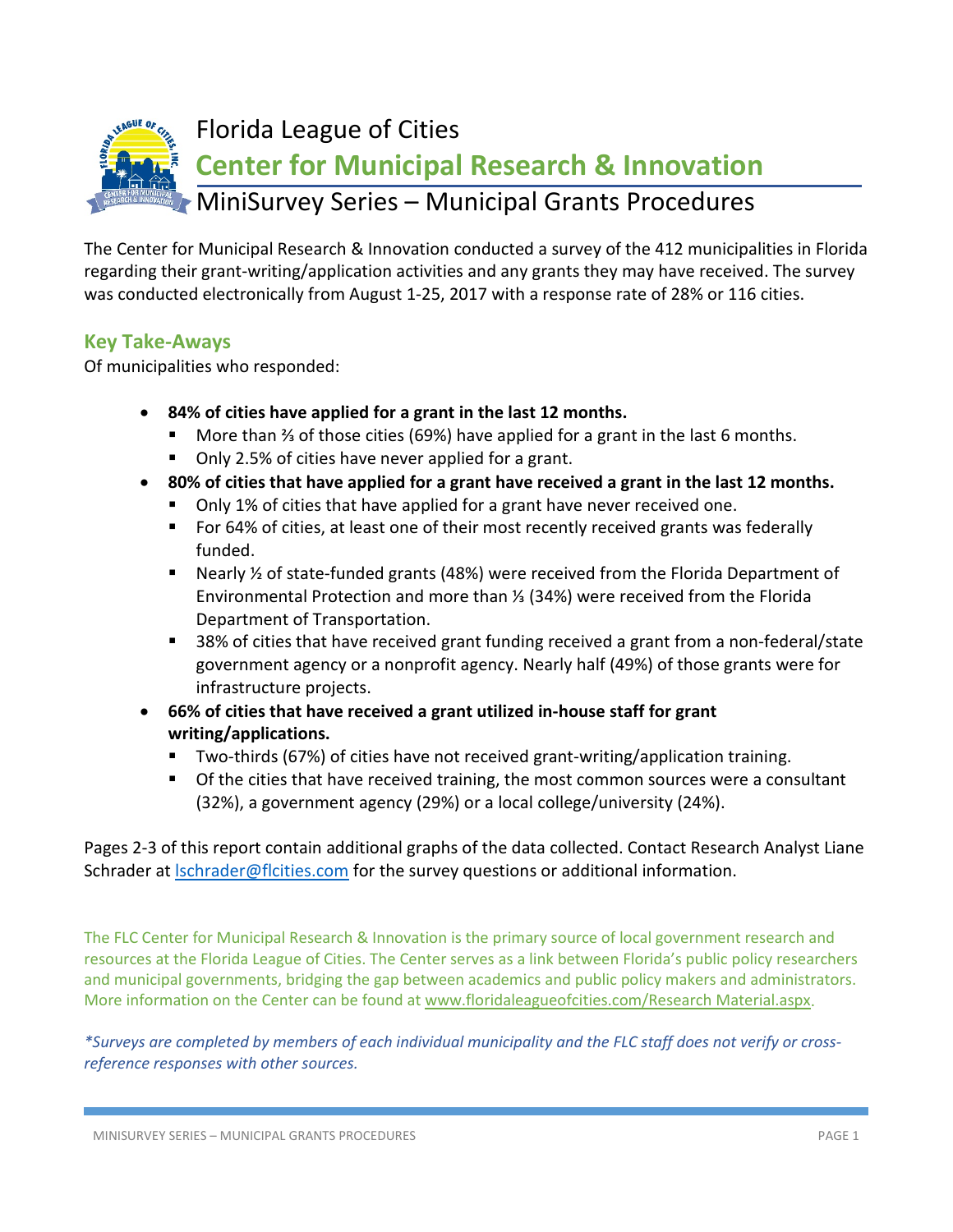# Florida League of Cities

## Center for Municipal Research & Innovation

## MiniSurvey Series – Municipal Grants Procedures

The Center for Municipal Research & Innovation conducted a survey of the 412 municipalities in Florida regarding their grant-writing/application activities and any grants they may have received. The survey was conducted electronically from August 1-25, 2017 with a response rate of 28% or 116 cities.

### Key Take-Aways

Of municipalities who responded:

- **84% of cities have applied for a grant in the last 12 months.**
  - More than ⅔ of those cities (69%) have applied for a grant in the last 6 months.
  - Only 2.5% of cities have never applied for a grant.
- **80% of cities that have applied for a grant have received a grant in the last 12 months.**
  - Only 1% of cities that have applied for a grant have never received one.
  - For 64% of cities, at least one of their most recently received grants was federally funded.
  - Nearly ½ of state-funded grants (48%) were received from the Florida Department of Environmental Protection and more than ⅓ (34%) were received from the Florida Department of Transportation.
  - 38% of cities that have received grant funding received a grant from a non-federal/state government agency or a nonprofit agency. Nearly half (49%) of those grants were for infrastructure projects.
- **66% of cities that have received a grant utilized in-house staff for grant writing/applications.**
  - Two-thirds (67%) of cities have not received grant-writing/application training.
  - Of the cities that have received training, the most common sources were a consultant (32%), a government agency (29%) or a local college/university (24%).

Pages 2-3 of this report contain additional graphs of the data collected. Contact Research Analyst Liane Schrader at [lschrader@flcities.com](mailto:lschrader@flcities.com) for the survey questions or additional information.

The FLC Center for Municipal Research & Innovation is the primary source of local government research and resources at the Florida League of Cities. The Center serves as a link between Florida's public policy researchers and municipal governments, bridging the gap between academics and public policy makers and administrators. More information on the Center can be found at www.floridaleagueofcities.com/Research Material.aspx.

*\*Surveys are completed by members of each individual municipality and the FLC staff does not verify or cross-reference responses with other sources.*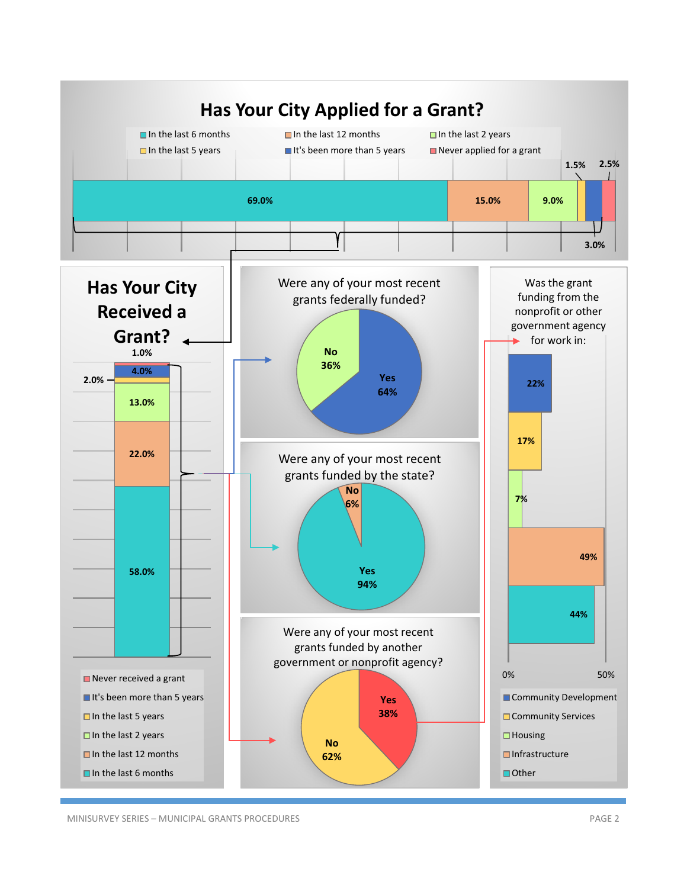## Has Your City Applied for a Grant?

| Response | Percent |
|---|---|
| In the last 6 months | 69.0% |
| In the last 12 months | 15.0% |
| In the last 2 years | 9.0% |
| In the last 5 years | 1.5% |
| It's been more than 5 years | 3.0% |
| Never applied for a grant | 2.5% |

## Has Your City Received a Grant?

| Response | Percent |
|---|---|
| Never received a grant | 1.0% |
| It's been more than 5 years | 4.0% |
| In the last 5 years | 2.0% |
| In the last 2 years | 13.0% |
| In the last 12 months | 22.0% |
| In the last 6 months | 58.0% |

### Were any of your most recent grants federally funded?

| Response | Percent |
|---|---|
| Yes | 64% |
| No | 36% |

### Were any of your most recent grants funded by the state?

| Response | Percent |
|---|---|
| Yes | 94% |
| No | 6% |

### Were any of your most recent grants funded by another government or nonprofit agency?

| Response | Percent |
|---|---|
| Yes | 38% |
| No | 62% |

### Was the grant funding from the nonprofit or other government agency for work in:

| Category | Percent |
|---|---|
| Community Development | 22% |
| Community Services | 17% |
| Housing | 7% |
| Infrastructure | 49% |
| Other | 44% |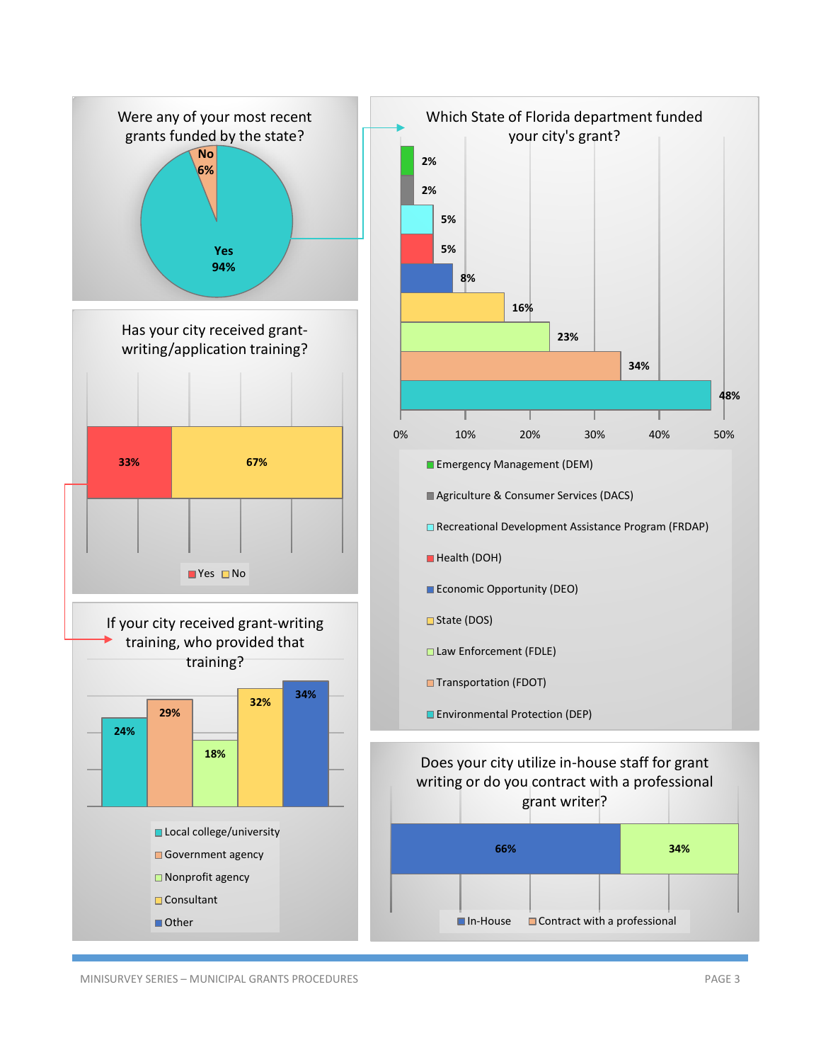Were any of your most recent grants funded by the state?

No 6%

Yes 94%

Which State of Florida department funded your city's grant?

2%
2%
5%
5%
8%
16%
23%
34%
48%

0% 10% 20% 30% 40% 50%

Emergency Management (DEM)
Agriculture & Consumer Services (DACS)
Recreational Development Assistance Program (FRDAP)
Health (DOH)
Economic Opportunity (DEO)
State (DOS)
Law Enforcement (FDLE)
Transportation (FDOT)
Environmental Protection (DEP)

Has your city received grant-writing/application training?

33%
67%

Yes No

If your city received grant-writing training, who provided that training?

24%
29%
18%
32%
34%

Local college/university
Government agency
Nonprofit agency
Consultant
Other

Does your city utilize in-house staff for grant writing or do you contract with a professional grant writer?

66%
34%

In-House Contract with a professional

MINISURVEY SERIES – MUNICIPAL GRANTS PROCEDURES